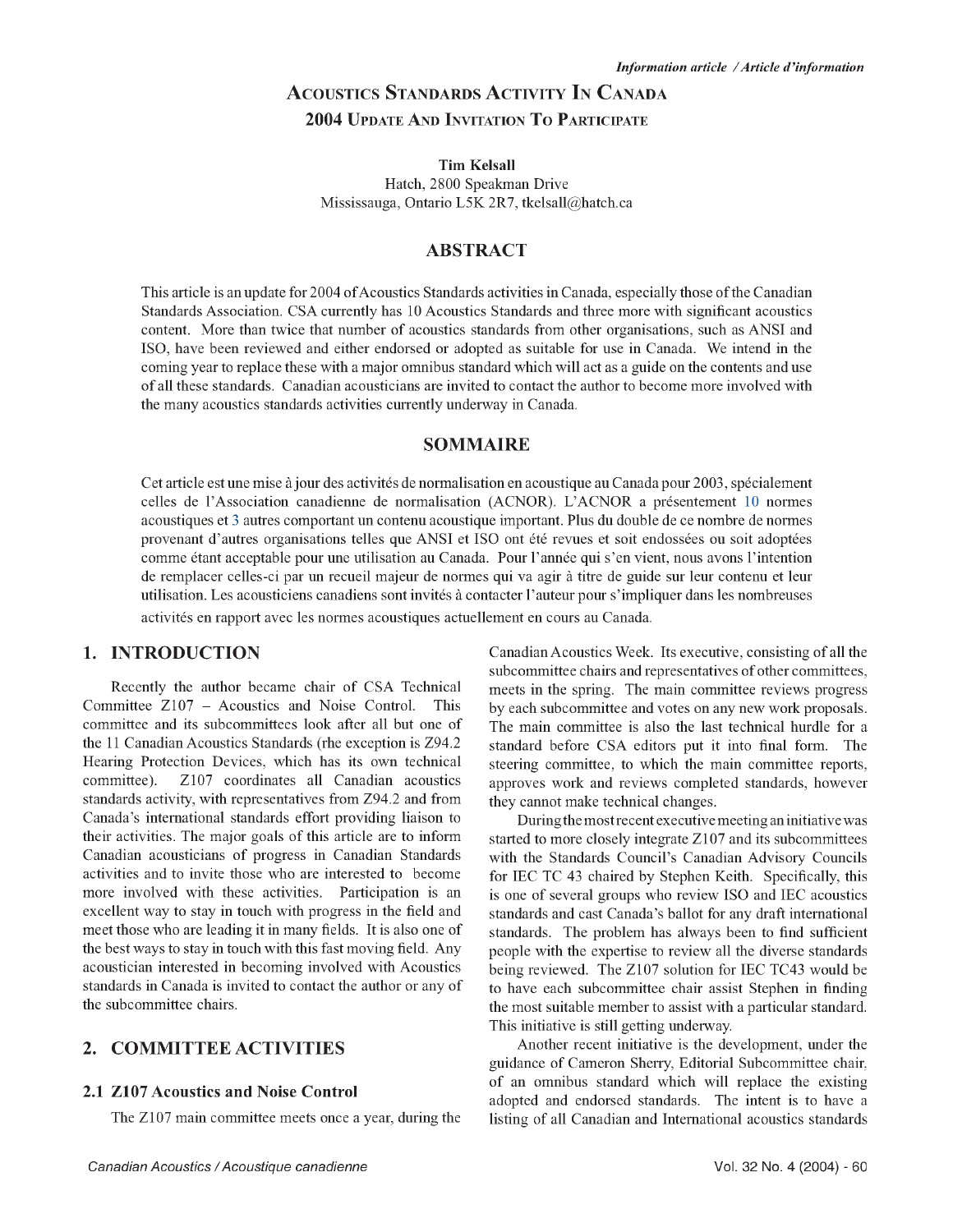*Information article / Article d'information*

# Acoustics Standards Activity In Canada
## 2004 Update And Invitation To Participate

**Tim Kelsall**

Hatch, 2800 Speakman Drive
Mississauga, Ontario L5K 2R7, tkelsall@hatch.ca

## ABSTRACT

This article is an update for 2004 of Acoustics Standards activities in Canada, especially those of the Canadian Standards Association. CSA currently has 10 Acoustics Standards and three more with significant acoustics content. More than twice that number of acoustics standards from other organisations, such as ANSI and ISO, have been reviewed and either endorsed or adopted as suitable for use in Canada. We intend in the coming year to replace these with a major omnibus standard which will act as a guide on the contents and use of all these standards. Canadian acousticians are invited to contact the author to become more involved with the many acoustics standards activities currently underway in Canada.

## SOMMAIRE

Cet article est une mise à jour des activités de normalisation en acoustique au Canada pour 2003, spécialement celles de l'Association canadienne de normalisation (ACNOR). L'ACNOR a présentement 10 normes acoustiques et 3 autres comportant un contenu acoustique important. Plus du double de ce nombre de normes provenant d'autres organisations telles que ANSI et ISO ont été revues et soit endossées ou soit adoptées comme étant acceptable pour une utilisation au Canada. Pour l'année qui s'en vient, nous avons l'intention de remplacer celles-ci par un recueil majeur de normes qui va agir à titre de guide sur leur contenu et leur utilisation. Les acousticiens canadiens sont invités à contacter l'auteur pour s'impliquer dans les nombreuses activités en rapport avec les normes acoustiques actuellement en cours au Canada.

## 1. INTRODUCTION

Recently the author became chair of CSA Technical Committee Z107 – Acoustics and Noise Control. This committee and its subcommittees look after all but one of the 11 Canadian Acoustics Standards (rhe exception is Z94.2 Hearing Protection Devices, which has its own technical committee). Z107 coordinates all Canadian acoustics standards activity, with representatives from Z94.2 and from Canada's international standards effort providing liaison to their activities. The major goals of this article are to inform Canadian acousticians of progress in Canadian Standards activities and to invite those who are interested to become more involved with these activities. Participation is an excellent way to stay in touch with progress in the field and meet those who are leading it in many fields. It is also one of the best ways to stay in touch with this fast moving field. Any acoustician interested in becoming involved with Acoustics standards in Canada is invited to contact the author or any of the subcommittee chairs.

## 2. COMMITTEE ACTIVITIES

### 2.1 Z107 Acoustics and Noise Control

The Z107 main committee meets once a year, during the Canadian Acoustics Week. Its executive, consisting of all the subcommittee chairs and representatives of other committees, meets in the spring. The main committee reviews progress by each subcommittee and votes on any new work proposals. The main committee is also the last technical hurdle for a standard before CSA editors put it into final form. The steering committee, to which the main committee reports, approves work and reviews completed standards, however they cannot make technical changes.

During the most recent executive meeting an initiative was started to more closely integrate Z107 and its subcommittees with the Standards Council's Canadian Advisory Councils for IEC TC 43 chaired by Stephen Keith. Specifically, this is one of several groups who review ISO and IEC acoustics standards and cast Canada's ballot for any draft international standards. The problem has always been to find sufficient people with the expertise to review all the diverse standards being reviewed. The Z107 solution for IEC TC43 would be to have each subcommittee chair assist Stephen in finding the most suitable member to assist with a particular standard. This initiative is still getting underway.

Another recent initiative is the development, under the guidance of Cameron Sherry, Editorial Subcommittee chair, of an omnibus standard which will replace the existing adopted and endorsed standards. The intent is to have a listing of all Canadian and International acoustics standards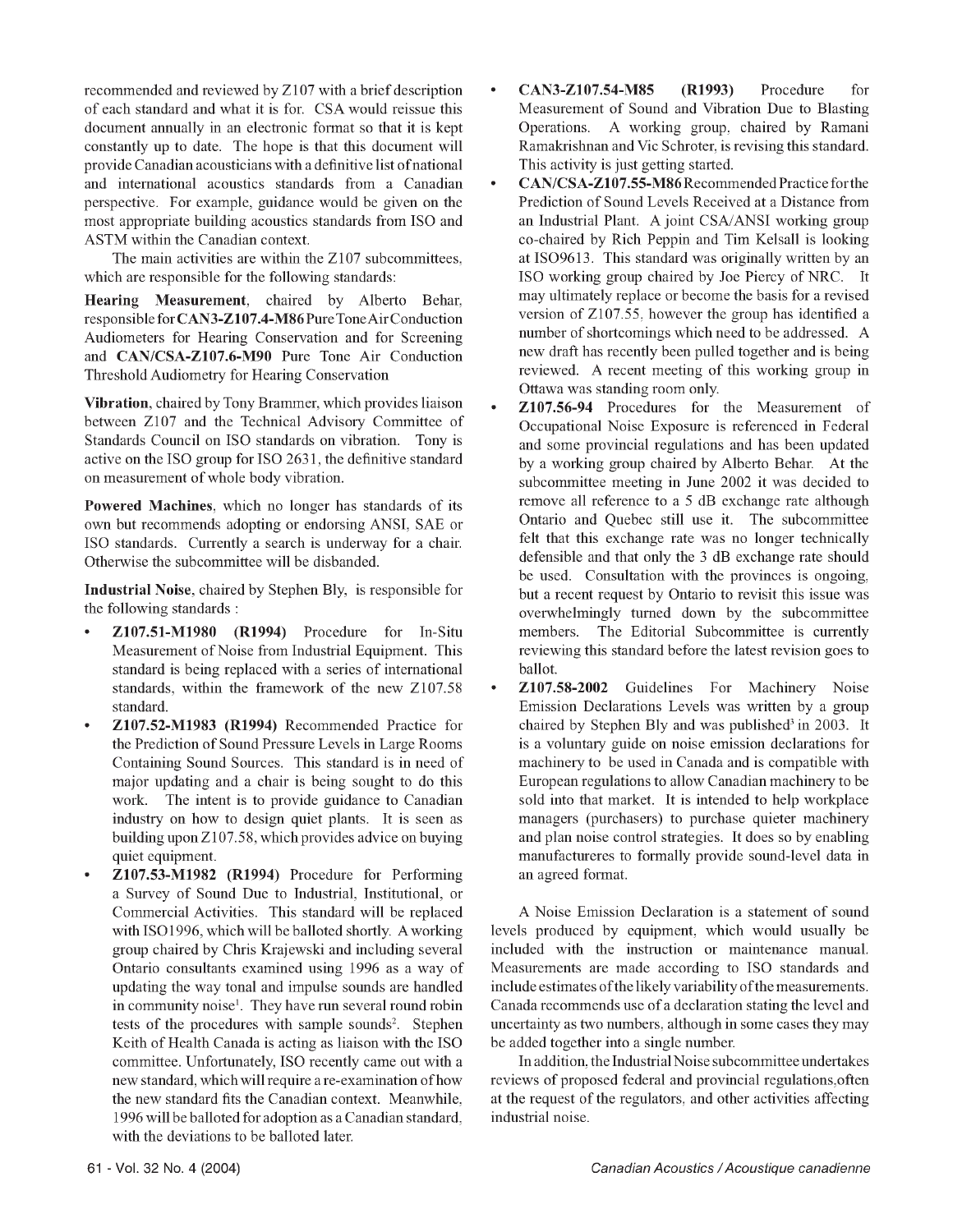recommended and reviewed by Z107 with a brief description of each standard and what it is for. CSA would reissue this document annually in an electronic format so that it is kept constantly up to date. The hope is that this document will provide Canadian acousticians with a definitive list of national and international acoustics standards from a Canadian perspective. For example, guidance would be given on the most appropriate building acoustics standards from ISO and ASTM within the Canadian context.

The main activities are within the Z107 subcommittees, which are responsible for the following standards:

**Hearing Measurement**, chaired by Alberto Behar, responsible for **CAN3-Z107.4-M86** Pure Tone Air Conduction Audiometers for Hearing Conservation and for Screening and **CAN/CSA-Z107.6-M90** Pure Tone Air Conduction Threshold Audiometry for Hearing Conservation

**Vibration**, chaired by Tony Brammer, which provides liaison between Z107 and the Technical Advisory Committee of Standards Council on ISO standards on vibration. Tony is active on the ISO group for ISO 2631, the definitive standard on measurement of whole body vibration.

**Powered Machines**, which no longer has standards of its own but recommends adopting or endorsing ANSI, SAE or ISO standards. Currently a search is underway for a chair. Otherwise the subcommittee will be disbanded.

**Industrial Noise**, chaired by Stephen Bly, is responsible for the following standards :

- **Z107.51-M1980 (R1994)** Procedure for In-Situ Measurement of Noise from Industrial Equipment. This standard is being replaced with a series of international standards, within the framework of the new Z107.58 standard.
- **Z107.52-M1983 (R1994)** Recommended Practice for the Prediction of Sound Pressure Levels in Large Rooms Containing Sound Sources. This standard is in need of major updating and a chair is being sought to do this work. The intent is to provide guidance to Canadian industry on how to design quiet plants. It is seen as building upon Z107.58, which provides advice on buying quiet equipment.
- **Z107.53-M1982 (R1994)** Procedure for Performing a Survey of Sound Due to Industrial, Institutional, or Commercial Activities. This standard will be replaced with ISO1996, which will be balloted shortly. A working group chaired by Chris Krajewski and including several Ontario consultants examined using 1996 as a way of updating the way tonal and impulse sounds are handled in community noise[1]. They have run several round robin tests of the procedures with sample sounds[2]. Stephen Keith of Health Canada is acting as liaison with the ISO committee. Unfortunately, ISO recently came out with a new standard, which will require a re-examination of how the new standard fits the Canadian context. Meanwhile, 1996 will be balloted for adoption as a Canadian standard, with the deviations to be balloted later.
- **CAN3-Z107.54-M85 (R1993)** Procedure for Measurement of Sound and Vibration Due to Blasting Operations. A working group, chaired by Ramani Ramakrishnan and Vic Schroter, is revising this standard. This activity is just getting started.
- **CAN/CSA-Z107.55-M86** Recommended Practice for the Prediction of Sound Levels Received at a Distance from an Industrial Plant. A joint CSA/ANSI working group co-chaired by Rich Peppin and Tim Kelsall is looking at ISO9613. This standard was originally written by an ISO working group chaired by Joe Piercy of NRC. It may ultimately replace or become the basis for a revised version of Z107.55, however the group has identified a number of shortcomings which need to be addressed. A new draft has recently been pulled together and is being reviewed. A recent meeting of this working group in Ottawa was standing room only.
- **Z107.56-94** Procedures for the Measurement of Occupational Noise Exposure is referenced in Federal and some provincial regulations and has been updated by a working group chaired by Alberto Behar. At the subcommittee meeting in June 2002 it was decided to remove all reference to a 5 dB exchange rate although Ontario and Quebec still use it. The subcommittee felt that this exchange rate was no longer technically defensible and that only the 3 dB exchange rate should be used. Consultation with the provinces is ongoing, but a recent request by Ontario to revisit this issue was overwhelmingly turned down by the subcommittee members. The Editorial Subcommittee is currently reviewing this standard before the latest revision goes to ballot.
- **Z107.58-2002** Guidelines For Machinery Noise Emission Declarations Levels was written by a group chaired by Stephen Bly and was published[3] in 2003. It is a voluntary guide on noise emission declarations for machinery to be used in Canada and is compatible with European regulations to allow Canadian machinery to be sold into that market. It is intended to help workplace managers (purchasers) to purchase quieter machinery and plan noise control strategies. It does so by enabling manufactureres to formally provide sound-level data in an agreed format.

A Noise Emission Declaration is a statement of sound levels produced by equipment, which would usually be included with the instruction or maintenance manual. Measurements are made according to ISO standards and include estimates of the likely variability of the measurements. Canada recommends use of a declaration stating the level and uncertainty as two numbers, although in some cases they may be added together into a single number.

In addition, the Industrial Noise subcommittee undertakes reviews of proposed federal and provincial regulations,often at the request of the regulators, and other activities affecting industrial noise.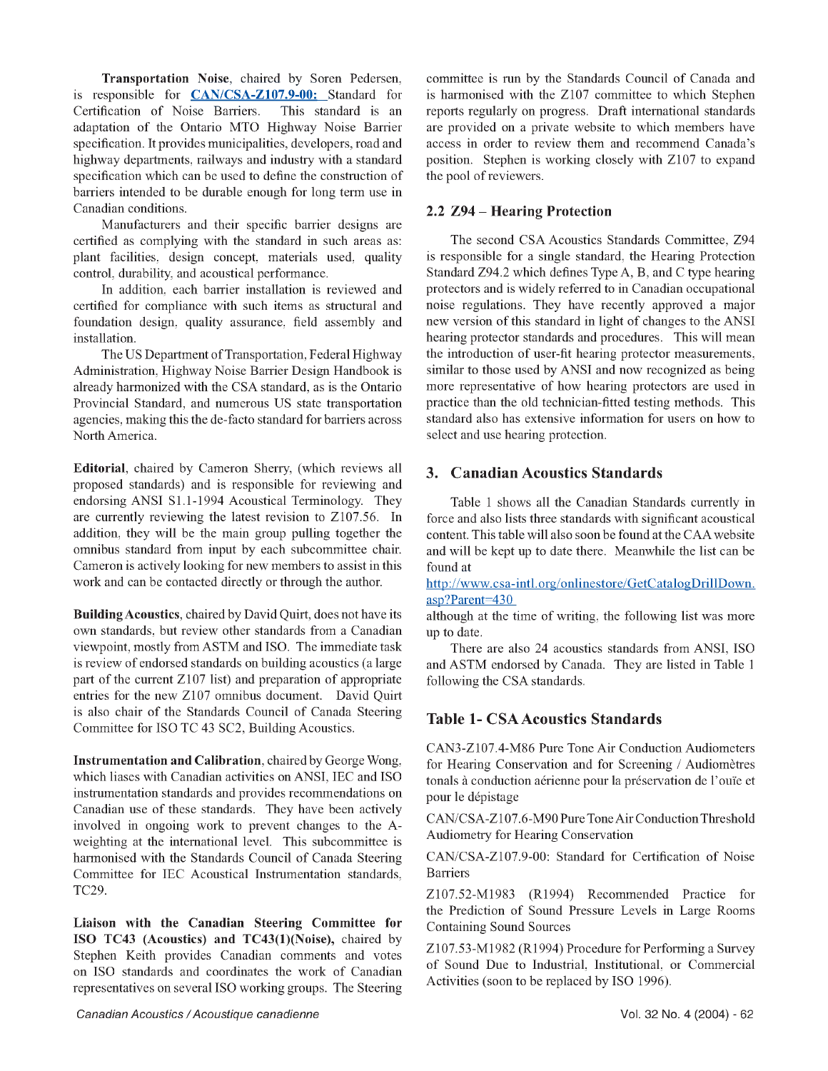**Transportation Noise**, chaired by Soren Pedersen, is responsible for CAN/CSA-Z107.9-00: Standard for Certification of Noise Barriers. This standard is an adaptation of the Ontario MTO Highway Noise Barrier specification. It provides municipalities, developers, road and highway departments, railways and industry with a standard specification which can be used to define the construction of barriers intended to be durable enough for long term use in Canadian conditions.

Manufacturers and their specific barrier designs are certified as complying with the standard in such areas as: plant facilities, design concept, materials used, quality control, durability, and acoustical performance.

In addition, each barrier installation is reviewed and certified for compliance with such items as structural and foundation design, quality assurance, field assembly and installation.

The US Department of Transportation, Federal Highway Administration, Highway Noise Barrier Design Handbook is already harmonized with the CSA standard, as is the Ontario Provincial Standard, and numerous US state transportation agencies, making this the de-facto standard for barriers across North America.

**Editorial**, chaired by Cameron Sherry, (which reviews all proposed standards) and is responsible for reviewing and endorsing ANSI S1.1-1994 Acoustical Terminology. They are currently reviewing the latest revision to Z107.56. In addition, they will be the main group pulling together the omnibus standard from input by each subcommittee chair. Cameron is actively looking for new members to assist in this work and can be contacted directly or through the author.

**Building Acoustics**, chaired by David Quirt, does not have its own standards, but review other standards from a Canadian viewpoint, mostly from ASTM and ISO. The immediate task is review of endorsed standards on building acoustics (a large part of the current Z107 list) and preparation of appropriate entries for the new Z107 omnibus document. David Quirt is also chair of the Standards Council of Canada Steering Committee for ISO TC 43 SC2, Building Acoustics.

**Instrumentation and Calibration**, chaired by George Wong, which liases with Canadian activities on ANSI, IEC and ISO instrumentation standards and provides recommendations on Canadian use of these standards. They have been actively involved in ongoing work to prevent changes to the A-weighting at the international level. This subcommittee is harmonised with the Standards Council of Canada Steering Committee for IEC Acoustical Instrumentation standards, TC29.

**Liaison with the Canadian Steering Committee for ISO TC43 (Acoustics) and TC43(1)(Noise),** chaired by Stephen Keith provides Canadian comments and votes on ISO standards and coordinates the work of Canadian representatives on several ISO working groups. The Steering committee is run by the Standards Council of Canada and is harmonised with the Z107 committee to which Stephen reports regularly on progress. Draft international standards are provided on a private website to which members have access in order to review them and recommend Canada's position. Stephen is working closely with Z107 to expand the pool of reviewers.

## 2.2 Z94 – Hearing Protection

The second CSA Acoustics Standards Committee, Z94 is responsible for a single standard, the Hearing Protection Standard Z94.2 which defines Type A, B, and C type hearing protectors and is widely referred to in Canadian occupational noise regulations. They have recently approved a major new version of this standard in light of changes to the ANSI hearing protector standards and procedures. This will mean the introduction of user-fit hearing protector measurements, similar to those used by ANSI and now recognized as being more representative of how hearing protectors are used in practice than the old technician-fitted testing methods. This standard also has extensive information for users on how to select and use hearing protection.

## 3. Canadian Acoustics Standards

Table 1 shows all the Canadian Standards currently in force and also lists three standards with significant acoustical content. This table will also soon be found at the CAA website and will be kept up to date there. Meanwhile the list can be found at

http://www.csa-intl.org/onlinestore/GetCatalogDrillDown.asp?Parent=430

although at the time of writing, the following list was more up to date.

There are also 24 acoustics standards from ANSI, ISO and ASTM endorsed by Canada. They are listed in Table 1 following the CSA standards.

## Table 1- CSA Acoustics Standards

CAN3-Z107.4-M86 Pure Tone Air Conduction Audiometers for Hearing Conservation and for Screening / Audiomètres tonals à conduction aérienne pour la préservation de l'ouïe et pour le dépistage

CAN/CSA-Z107.6-M90 Pure Tone Air Conduction Threshold Audiometry for Hearing Conservation

CAN/CSA-Z107.9-00: Standard for Certification of Noise Barriers

Z107.52-M1983 (R1994) Recommended Practice for the Prediction of Sound Pressure Levels in Large Rooms Containing Sound Sources

Z107.53-M1982 (R1994) Procedure for Performing a Survey of Sound Due to Industrial, Institutional, or Commercial Activities (soon to be replaced by ISO 1996).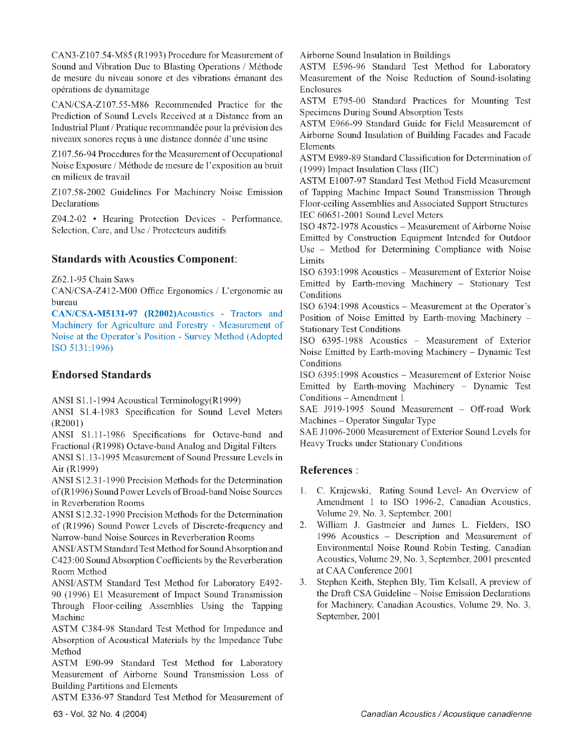CAN3-Z107.54-M85 (R1993) Procedure for Measurement of Sound and Vibration Due to Blasting Operations / Méthode de mesure du niveau sonore et des vibrations émanant des opérations de dynamitage

CAN/CSA-Z107.55-M86 Recommended Practice for the Prediction of Sound Levels Received at a Distance from an Industrial Plant / Pratique recommandée pour la prévision des niveaux sonores reçus à une distance donnée d'une usine

Z107.56-94 Procedures for the Measurement of Occupational Noise Exposure / Méthode de mesure de l'exposition au bruit en milieux de travail

Z107.58-2002 Guidelines For Machinery Noise Emission Declarations

Z94.2-02 • Hearing Protection Devices - Performance, Selection, Care, and Use / Protecteurs auditifs

## Standards with Acoustics Component:

Z62.1-95 Chain Saws

CAN/CSA-Z412-M00 Office Ergonomics / L'ergonomie au bureau

**CAN/CSA-M5131-97 (R2002)**Acoustics - Tractors and Machinery for Agriculture and Forestry - Measurement of Noise at the Operator's Position - Survey Method (Adopted ISO 5131:1996)

## Endorsed Standards

ANSI S1.1-1994 Acoustical Terminology(R1999)

ANSI S1.4-1983 Specification for Sound Level Meters (R2001)

ANSI S1.11-1986 Specifications for Octave-band and Fractional (R1998) Octave-band Analog and Digital Filters

ANSI S1.13-1995 Measurement of Sound Pressure Levels in Air (R1999)

ANSI S12.31-1990 Precision Methods for the Determination of (R1996) Sound Power Levels of Broad-band Noise Sources in Reverberation Rooms

ANSI S12.32-1990 Precision Methods for the Determination of (R1996) Sound Power Levels of Discrete-frequency and Narrow-band Noise Sources in Reverberation Rooms

ANSI/ASTM Standard Test Method for Sound Absorption and C423:00 Sound Absorption Coefficients by the Reverberation Room Method

ANSI/ASTM Standard Test Method for Laboratory E492-90 (1996) E1 Measurement of Impact Sound Transmission Through Floor-ceiling Assemblies Using the Tapping Machine

ASTM C384-98 Standard Test Method for Impedance and Absorption of Acoustical Materials by the Impedance Tube Method

ASTM E90-99 Standard Test Method for Laboratory Measurement of Airborne Sound Transmission Loss of Building Partitions and Elements

ASTM E336-97 Standard Test Method for Measurement of Airborne Sound Insulation in Buildings

ASTM E596-96 Standard Test Method for Laboratory Measurement of the Noise Reduction of Sound-isolating Enclosures

ASTM E795-00 Standard Practices for Mounting Test Specimens During Sound Absorption Tests

ASTM E966-99 Standard Guide for Field Measurement of Airborne Sound Insulation of Building Facades and Facade Elements

ASTM E989-89 Standard Classification for Determination of (1999) Impact Insulation Class (IIC)

ASTM E1007-97 Standard Test Method Field Measurement of Tapping Machine Impact Sound Transmission Through Floor-ceiling Assemblies and Associated Support Structures

IEC 60651-2001 Sound Level Meters

ISO 4872-1978 Acoustics – Measurement of Airborne Noise Emitted by Construction Equipment Intended for Outdoor Use – Method for Determining Compliance with Noise Limits

ISO 6393:1998 Acoustics – Measurement of Exterior Noise Emitted by Earth-moving Machinery – Stationary Test Conditions

ISO 6394:1998 Acoustics – Measurement at the Operator's Position of Noise Emitted by Earth-moving Machinery – Stationary Test Conditions

ISO 6395-1988 Acoustics – Measurement of Exterior Noise Emitted by Earth-moving Machinery – Dynamic Test Conditions

ISO 6395:1998 Acoustics – Measurement of Exterior Noise Emitted by Earth-moving Machinery – Dynamic Test Conditions – Amendment 1

SAE J919-1995 Sound Measurement – Off-road Work Machines – Operator Singular Type

SAE J1096-2000 Measurement of Exterior Sound Levels for Heavy Trucks under Stationary Conditions

## References :

1. C. Krajewski, Rating Sound Level- An Overview of Amendment 1 to ISO 1996-2, Canadian Acoustics, Volume 29, No. 3, September, 2001
2. William J. Gastmeier and James L. Fielders, ISO 1996 Acoustics – Description and Measurement of Environmental Noise Round Robin Testing, Canadian Acoustics, Volume 29, No. 3, September, 2001 presented at CAA Conference 2001
3. Stephen Keith, Stephen Bly, Tim Kelsall, A preview of the Draft CSA Guideline – Noise Emission Declarations for Machinery, Canadian Acoustics, Volume 29, No. 3, September, 2001